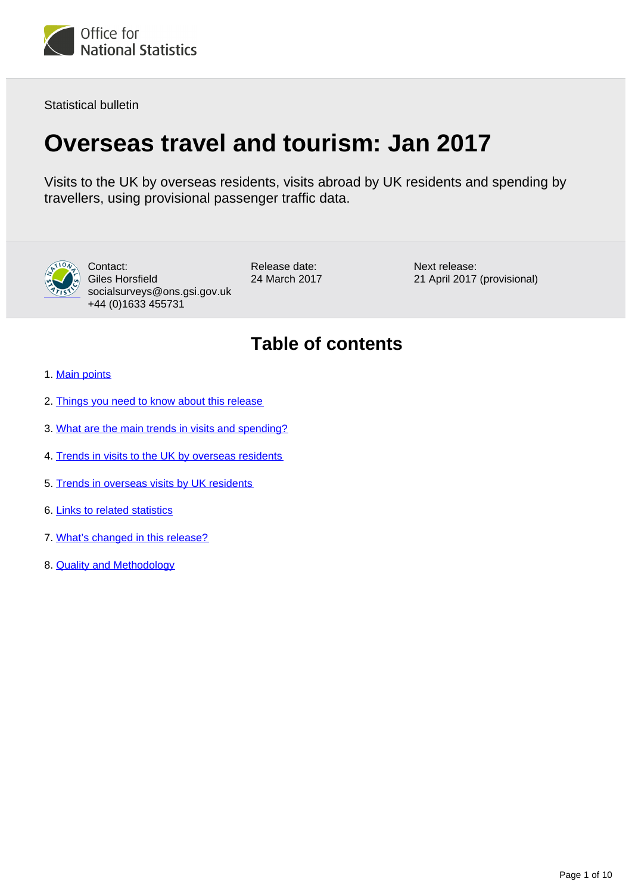Office for National Statistics

Statistical bulletin

# Overseas travel and tourism: Jan 2017

Visits to the UK by overseas residents, visits abroad by UK residents and spending by travellers, using provisional passenger traffic data.

Contact:
Giles Horsfield
socialsurveys@ons.gsi.gov.uk
+44 (0)1633 455731

Release date:
24 March 2017

Next release:
21 April 2017 (provisional)

## Table of contents

1. Main points
2. Things you need to know about this release
3. What are the main trends in visits and spending?
4. Trends in visits to the UK by overseas residents
5. Trends in overseas visits by UK residents
6. Links to related statistics
7. What's changed in this release?
8. Quality and Methodology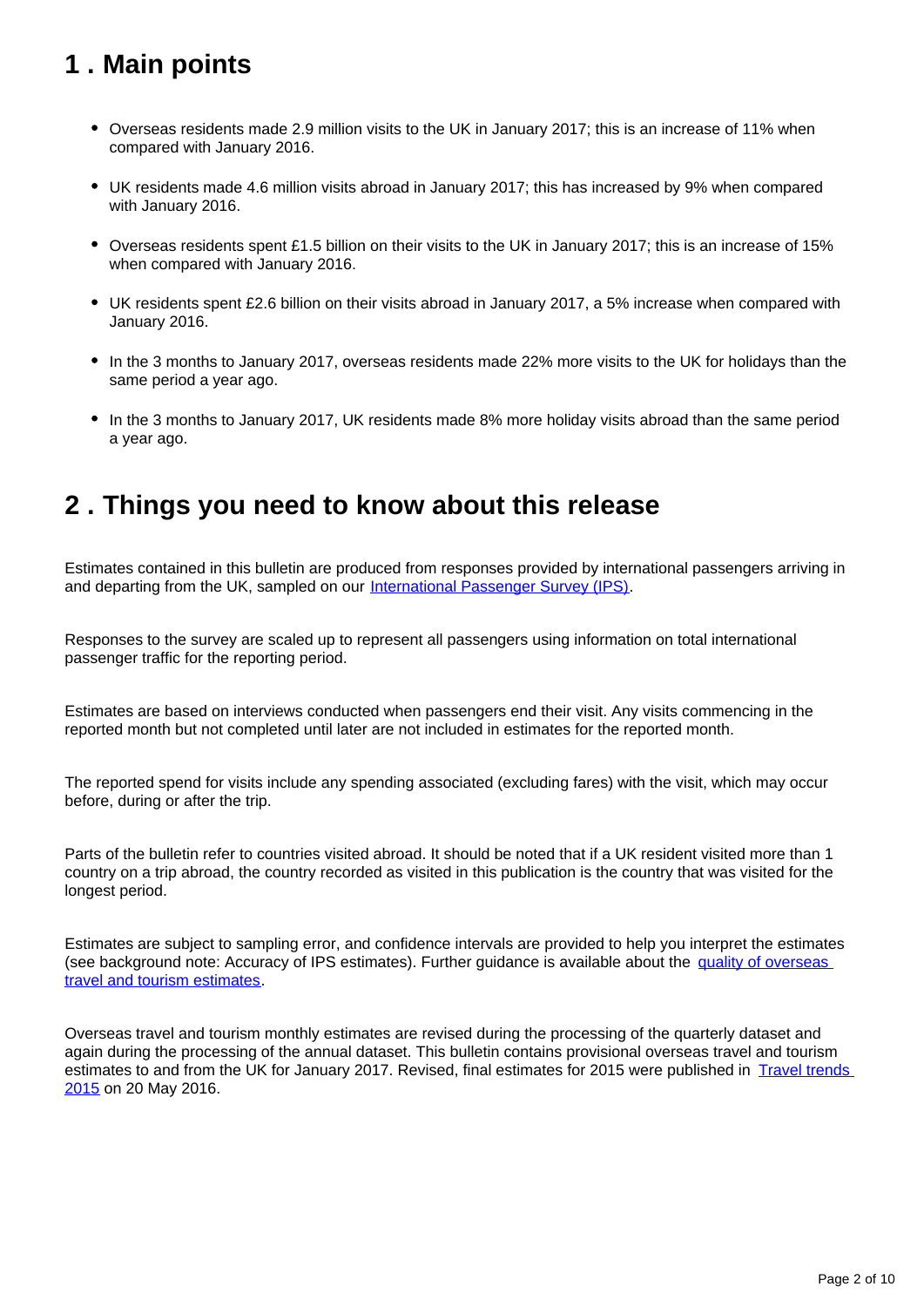## 1 . Main points

- Overseas residents made 2.9 million visits to the UK in January 2017; this is an increase of 11% when compared with January 2016.
- UK residents made 4.6 million visits abroad in January 2017; this has increased by 9% when compared with January 2016.
- Overseas residents spent £1.5 billion on their visits to the UK in January 2017; this is an increase of 15% when compared with January 2016.
- UK residents spent £2.6 billion on their visits abroad in January 2017, a 5% increase when compared with January 2016.
- In the 3 months to January 2017, overseas residents made 22% more visits to the UK for holidays than the same period a year ago.
- In the 3 months to January 2017, UK residents made 8% more holiday visits abroad than the same period a year ago.

## 2 . Things you need to know about this release

Estimates contained in this bulletin are produced from responses provided by international passengers arriving in and departing from the UK, sampled on our International Passenger Survey (IPS).

Responses to the survey are scaled up to represent all passengers using information on total international passenger traffic for the reporting period.

Estimates are based on interviews conducted when passengers end their visit. Any visits commencing in the reported month but not completed until later are not included in estimates for the reported month.

The reported spend for visits include any spending associated (excluding fares) with the visit, which may occur before, during or after the trip.

Parts of the bulletin refer to countries visited abroad. It should be noted that if a UK resident visited more than 1 country on a trip abroad, the country recorded as visited in this publication is the country that was visited for the longest period.

Estimates are subject to sampling error, and confidence intervals are provided to help you interpret the estimates (see background note: Accuracy of IPS estimates). Further guidance is available about the quality of overseas travel and tourism estimates.

Overseas travel and tourism monthly estimates are revised during the processing of the quarterly dataset and again during the processing of the annual dataset. This bulletin contains provisional overseas travel and tourism estimates to and from the UK for January 2017. Revised, final estimates for 2015 were published in Travel trends 2015 on 20 May 2016.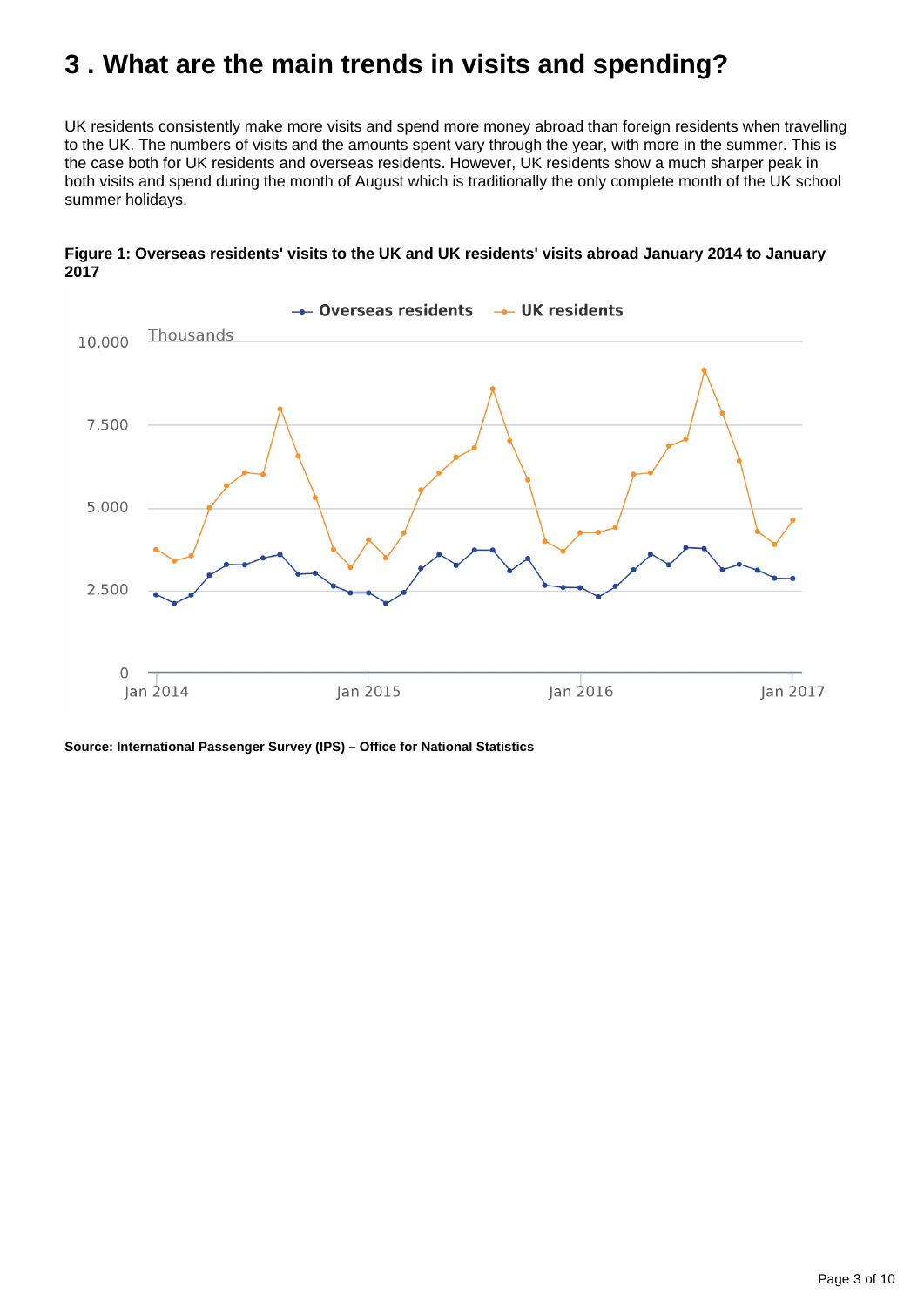# 3 . What are the main trends in visits and spending?

UK residents consistently make more visits and spend more money abroad than foreign residents when travelling to the UK. The numbers of visits and the amounts spent vary through the year, with more in the summer. This is the case both for UK residents and overseas residents. However, UK residents show a much sharper peak in both visits and spend during the month of August which is traditionally the only complete month of the UK school summer holidays.

**Figure 1: Overseas residents' visits to the UK and UK residents' visits abroad January 2014 to January 2017**

**Source: International Passenger Survey (IPS) – Office for National Statistics**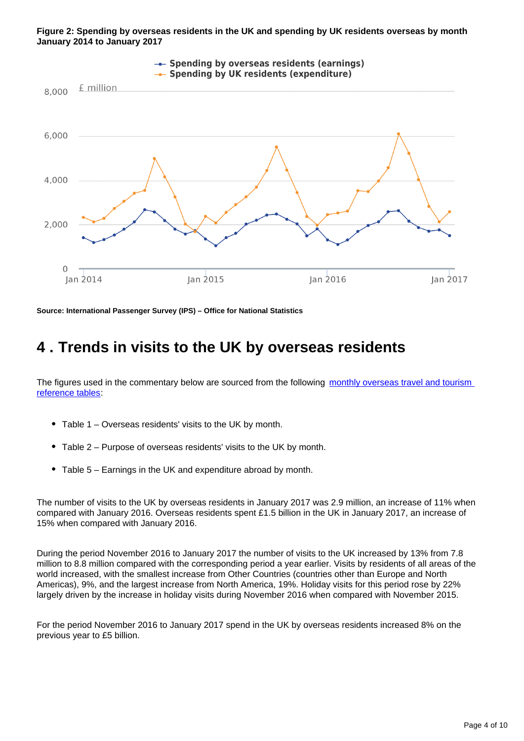**Figure 2: Spending by overseas residents in the UK and spending by UK residents overseas by month January 2014 to January 2017**

**Source: International Passenger Survey (IPS) – Office for National Statistics**

# 4 . Trends in visits to the UK by overseas residents

The figures used in the commentary below are sourced from the following [monthly overseas travel and tourism reference tables](#):

- Table 1 – Overseas residents' visits to the UK by month.
- Table 2 – Purpose of overseas residents' visits to the UK by month.
- Table 5 – Earnings in the UK and expenditure abroad by month.

The number of visits to the UK by overseas residents in January 2017 was 2.9 million, an increase of 11% when compared with January 2016. Overseas residents spent £1.5 billion in the UK in January 2017, an increase of 15% when compared with January 2016.

During the period November 2016 to January 2017 the number of visits to the UK increased by 13% from 7.8 million to 8.8 million compared with the corresponding period a year earlier. Visits by residents of all areas of the world increased, with the smallest increase from Other Countries (countries other than Europe and North Americas), 9%, and the largest increase from North America, 19%. Holiday visits for this period rose by 22% largely driven by the increase in holiday visits during November 2016 when compared with November 2015.

For the period November 2016 to January 2017 spend in the UK by overseas residents increased 8% on the previous year to £5 billion.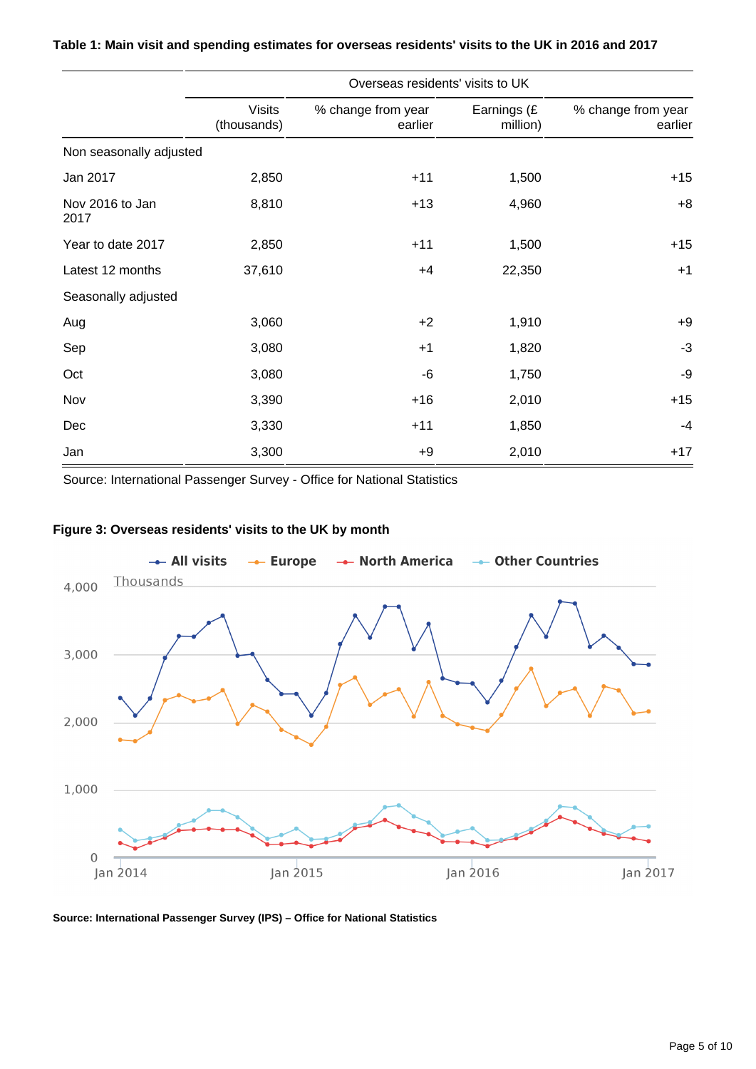**Table 1: Main visit and spending estimates for overseas residents' visits to the UK in 2016 and 2017**

| | Overseas residents' visits to UK | | | |
|---|---|---|---|---|
| | Visits (thousands) | % change from year earlier | Earnings (£ million) | % change from year earlier |
| Non seasonally adjusted | | | | |
| Jan 2017 | 2,850 | +11 | 1,500 | +15 |
| Nov 2016 to Jan 2017 | 8,810 | +13 | 4,960 | +8 |
| Year to date 2017 | 2,850 | +11 | 1,500 | +15 |
| Latest 12 months | 37,610 | +4 | 22,350 | +1 |
| Seasonally adjusted | | | | |
| Aug | 3,060 | +2 | 1,910 | +9 |
| Sep | 3,080 | +1 | 1,820 | -3 |
| Oct | 3,080 | -6 | 1,750 | -9 |
| Nov | 3,390 | +16 | 2,010 | +15 |
| Dec | 3,330 | +11 | 1,850 | -4 |
| Jan | 3,300 | +9 | 2,010 | +17 |

Source: International Passenger Survey - Office for National Statistics

**Figure 3: Overseas residents' visits to the UK by month**

**Source: International Passenger Survey (IPS) – Office for National Statistics**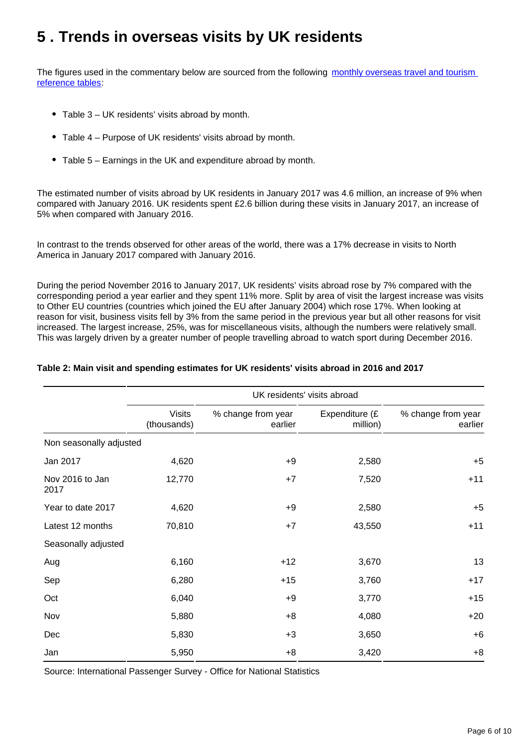# 5 . Trends in overseas visits by UK residents

The figures used in the commentary below are sourced from the following [monthly overseas travel and tourism reference tables](#):

- Table 3 – UK residents' visits abroad by month.
- Table 4 – Purpose of UK residents' visits abroad by month.
- Table 5 – Earnings in the UK and expenditure abroad by month.

The estimated number of visits abroad by UK residents in January 2017 was 4.6 million, an increase of 9% when compared with January 2016. UK residents spent £2.6 billion during these visits in January 2017, an increase of 5% when compared with January 2016.

In contrast to the trends observed for other areas of the world, there was a 17% decrease in visits to North America in January 2017 compared with January 2016.

During the period November 2016 to January 2017, UK residents' visits abroad rose by 7% compared with the corresponding period a year earlier and they spent 11% more. Split by area of visit the largest increase was visits to Other EU countries (countries which joined the EU after January 2004) which rose 17%. When looking at reason for visit, business visits fell by 3% from the same period in the previous year but all other reasons for visit increased. The largest increase, 25%, was for miscellaneous visits, although the numbers were relatively small. This was largely driven by a greater number of people travelling abroad to watch sport during December 2016.

**Table 2: Main visit and spending estimates for UK residents' visits abroad in 2016 and 2017**

| | UK residents' visits abroad | | | |
|---|---|---|---|---|
| | Visits (thousands) | % change from year earlier | Expenditure (£ million) | % change from year earlier |
| Non seasonally adjusted | | | | |
| Jan 2017 | 4,620 | +9 | 2,580 | +5 |
| Nov 2016 to Jan 2017 | 12,770 | +7 | 7,520 | +11 |
| Year to date 2017 | 4,620 | +9 | 2,580 | +5 |
| Latest 12 months | 70,810 | +7 | 43,550 | +11 |
| Seasonally adjusted | | | | |
| Aug | 6,160 | +12 | 3,670 | 13 |
| Sep | 6,280 | +15 | 3,760 | +17 |
| Oct | 6,040 | +9 | 3,770 | +15 |
| Nov | 5,880 | +8 | 4,080 | +20 |
| Dec | 5,830 | +3 | 3,650 | +6 |
| Jan | 5,950 | +8 | 3,420 | +8 |

Source: International Passenger Survey - Office for National Statistics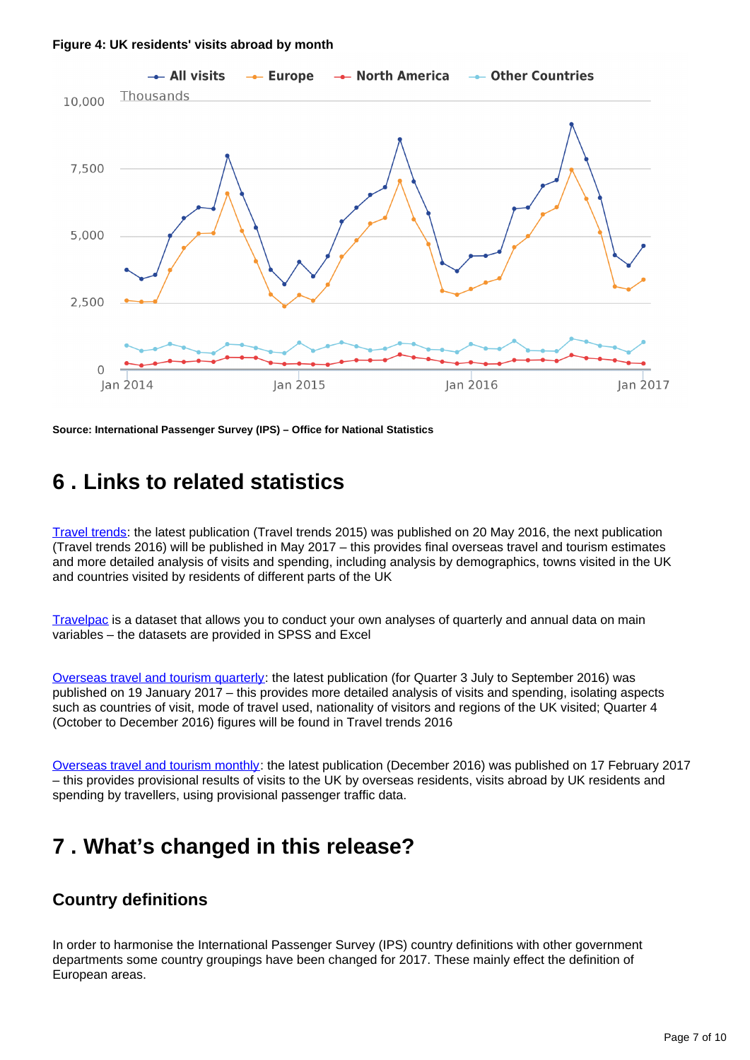**Figure 4: UK residents' visits abroad by month**

**Source: International Passenger Survey (IPS) – Office for National Statistics**

## 6 . Links to related statistics

[Travel trends](): the latest publication (Travel trends 2015) was published on 20 May 2016, the next publication (Travel trends 2016) will be published in May 2017 – this provides final overseas travel and tourism estimates and more detailed analysis of visits and spending, including analysis by demographics, towns visited in the UK and countries visited by residents of different parts of the UK

[Travelpac]() is a dataset that allows you to conduct your own analyses of quarterly and annual data on main variables – the datasets are provided in SPSS and Excel

[Overseas travel and tourism quarterly](): the latest publication (for Quarter 3 July to September 2016) was published on 19 January 2017 – this provides more detailed analysis of visits and spending, isolating aspects such as countries of visit, mode of travel used, nationality of visitors and regions of the UK visited; Quarter 4 (October to December 2016) figures will be found in Travel trends 2016

[Overseas travel and tourism monthly](): the latest publication (December 2016) was published on 17 February 2017 – this provides provisional results of visits to the UK by overseas residents, visits abroad by UK residents and spending by travellers, using provisional passenger traffic data.

## 7 . What's changed in this release?

### Country definitions

In order to harmonise the International Passenger Survey (IPS) country definitions with other government departments some country groupings have been changed for 2017. These mainly effect the definition of European areas.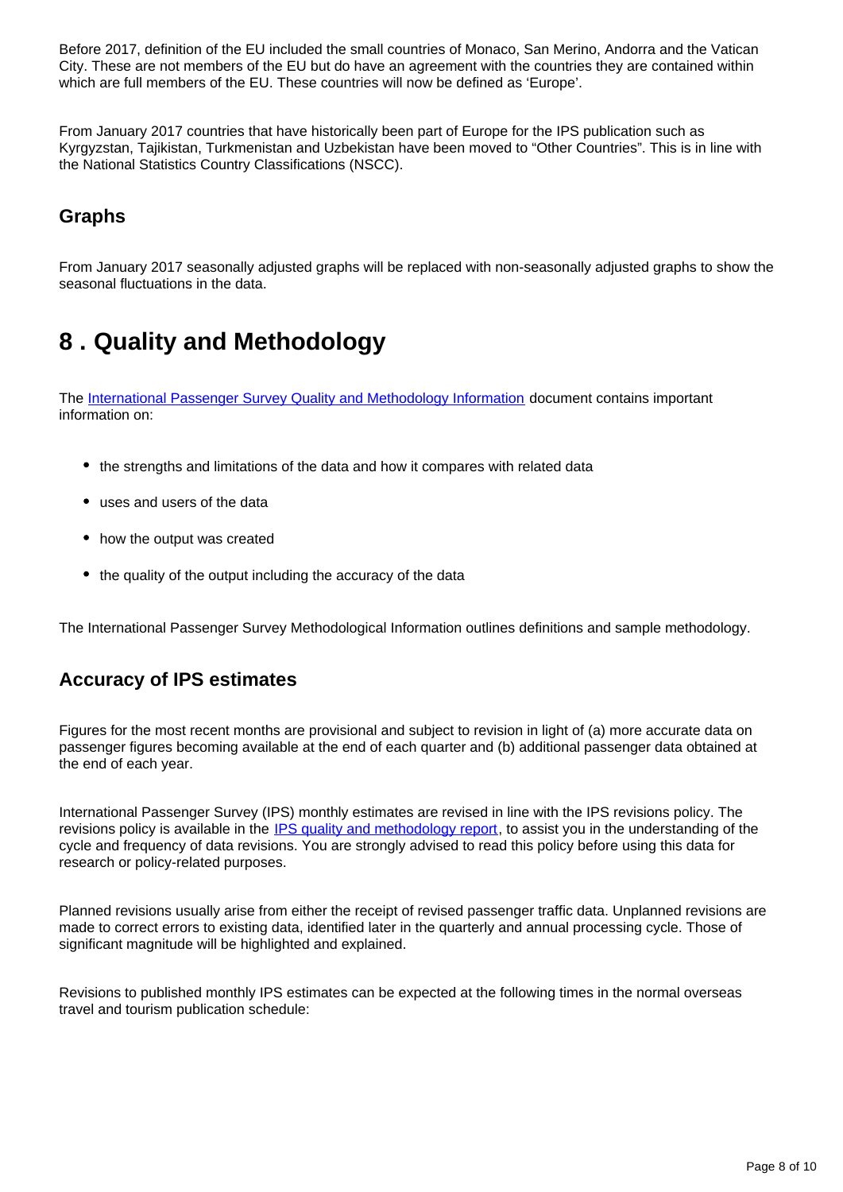Before 2017, definition of the EU included the small countries of Monaco, San Merino, Andorra and the Vatican City. These are not members of the EU but do have an agreement with the countries they are contained within which are full members of the EU. These countries will now be defined as 'Europe'.

From January 2017 countries that have historically been part of Europe for the IPS publication such as Kyrgyzstan, Tajikistan, Turkmenistan and Uzbekistan have been moved to "Other Countries". This is in line with the National Statistics Country Classifications (NSCC).

### Graphs

From January 2017 seasonally adjusted graphs will be replaced with non-seasonally adjusted graphs to show the seasonal fluctuations in the data.

## 8 . Quality and Methodology

The International Passenger Survey Quality and Methodology Information document contains important information on:

- the strengths and limitations of the data and how it compares with related data
- uses and users of the data
- how the output was created
- the quality of the output including the accuracy of the data

The International Passenger Survey Methodological Information outlines definitions and sample methodology.

### Accuracy of IPS estimates

Figures for the most recent months are provisional and subject to revision in light of (a) more accurate data on passenger figures becoming available at the end of each quarter and (b) additional passenger data obtained at the end of each year.

International Passenger Survey (IPS) monthly estimates are revised in line with the IPS revisions policy. The revisions policy is available in the IPS quality and methodology report, to assist you in the understanding of the cycle and frequency of data revisions. You are strongly advised to read this policy before using this data for research or policy-related purposes.

Planned revisions usually arise from either the receipt of revised passenger traffic data. Unplanned revisions are made to correct errors to existing data, identified later in the quarterly and annual processing cycle. Those of significant magnitude will be highlighted and explained.

Revisions to published monthly IPS estimates can be expected at the following times in the normal overseas travel and tourism publication schedule: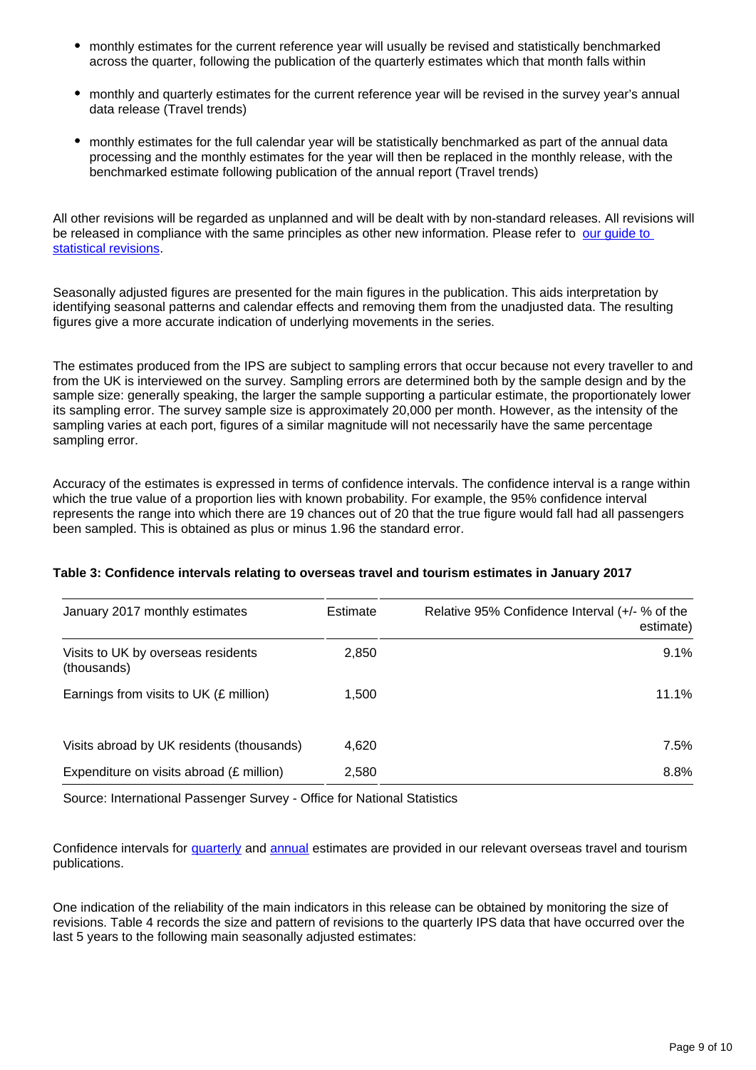- monthly estimates for the current reference year will usually be revised and statistically benchmarked across the quarter, following the publication of the quarterly estimates which that month falls within
- monthly and quarterly estimates for the current reference year will be revised in the survey year's annual data release (Travel trends)
- monthly estimates for the full calendar year will be statistically benchmarked as part of the annual data processing and the monthly estimates for the year will then be replaced in the monthly release, with the benchmarked estimate following publication of the annual report (Travel trends)

All other revisions will be regarded as unplanned and will be dealt with by non-standard releases. All revisions will be released in compliance with the same principles as other new information. Please refer to [our guide to statistical revisions](#).

Seasonally adjusted figures are presented for the main figures in the publication. This aids interpretation by identifying seasonal patterns and calendar effects and removing them from the unadjusted data. The resulting figures give a more accurate indication of underlying movements in the series.

The estimates produced from the IPS are subject to sampling errors that occur because not every traveller to and from the UK is interviewed on the survey. Sampling errors are determined both by the sample design and by the sample size: generally speaking, the larger the sample supporting a particular estimate, the proportionately lower its sampling error. The survey sample size is approximately 20,000 per month. However, as the intensity of the sampling varies at each port, figures of a similar magnitude will not necessarily have the same percentage sampling error.

Accuracy of the estimates is expressed in terms of confidence intervals. The confidence interval is a range within which the true value of a proportion lies with known probability. For example, the 95% confidence interval represents the range into which there are 19 chances out of 20 that the true figure would fall had all passengers been sampled. This is obtained as plus or minus 1.96 the standard error.

**Table 3: Confidence intervals relating to overseas travel and tourism estimates in January 2017**

| January 2017 monthly estimates | Estimate | Relative 95% Confidence Interval (+/- % of the estimate) |
|---|---|---|
| Visits to UK by overseas residents (thousands) | 2,850 | 9.1% |
| Earnings from visits to UK (£ million) | 1,500 | 11.1% |
| Visits abroad by UK residents (thousands) | 4,620 | 7.5% |
| Expenditure on visits abroad (£ million) | 2,580 | 8.8% |

Source: International Passenger Survey - Office for National Statistics

Confidence intervals for [quarterly](#) and [annual](#) estimates are provided in our relevant overseas travel and tourism publications.

One indication of the reliability of the main indicators in this release can be obtained by monitoring the size of revisions. Table 4 records the size and pattern of revisions to the quarterly IPS data that have occurred over the last 5 years to the following main seasonally adjusted estimates: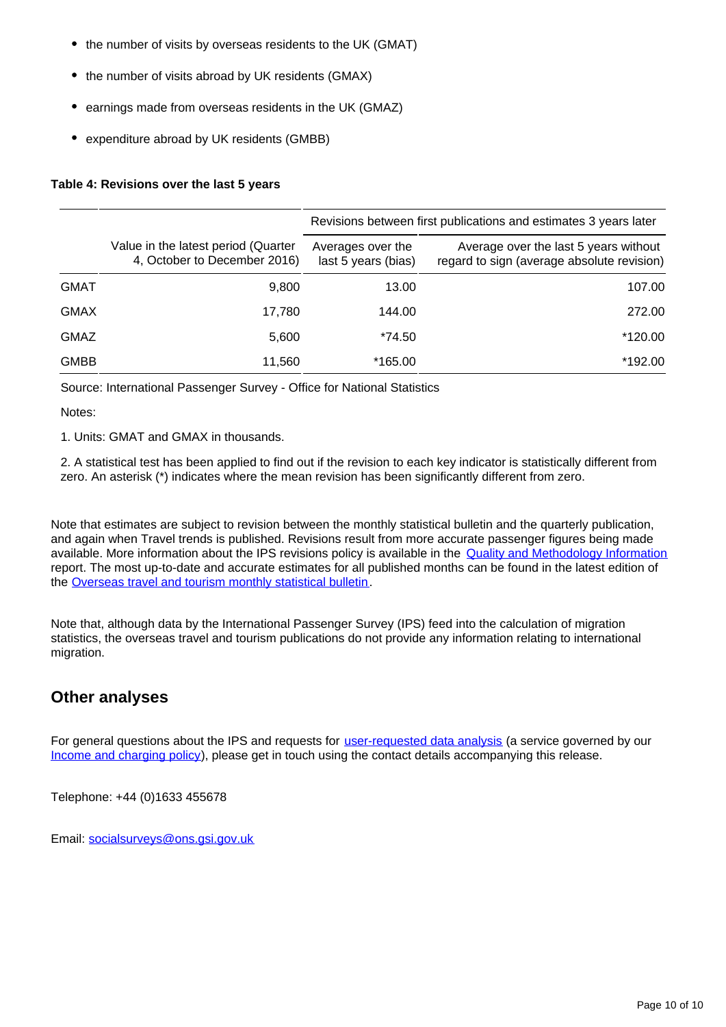- the number of visits by overseas residents to the UK (GMAT)
- the number of visits abroad by UK residents (GMAX)
- earnings made from overseas residents in the UK (GMAZ)
- expenditure abroad by UK residents (GMBB)

**Table 4: Revisions over the last 5 years**

| | | Revisions between first publications and estimates 3 years later | |
|---|---|---|---|
| | Value in the latest period (Quarter 4, October to December 2016) | Averages over the last 5 years (bias) | Average over the last 5 years without regard to sign (average absolute revision) |
| GMAT | 9,800 | 13.00 | 107.00 |
| GMAX | 17,780 | 144.00 | 272.00 |
| GMAZ | 5,600 | *74.50 | *120.00 |
| GMBB | 11,560 | *165.00 | *192.00 |

Source: International Passenger Survey - Office for National Statistics

Notes:

1. Units: GMAT and GMAX in thousands.

2. A statistical test has been applied to find out if the revision to each key indicator is statistically different from zero. An asterisk (*) indicates where the mean revision has been significantly different from zero.

Note that estimates are subject to revision between the monthly statistical bulletin and the quarterly publication, and again when Travel trends is published. Revisions result from more accurate passenger figures being made available. More information about the IPS revisions policy is available in the Quality and Methodology Information report. The most up-to-date and accurate estimates for all published months can be found in the latest edition of the Overseas travel and tourism monthly statistical bulletin.

Note that, although data by the International Passenger Survey (IPS) feed into the calculation of migration statistics, the overseas travel and tourism publications do not provide any information relating to international migration.

## Other analyses

For general questions about the IPS and requests for user-requested data analysis (a service governed by our Income and charging policy), please get in touch using the contact details accompanying this release.

Telephone: +44 (0)1633 455678

Email: socialsurveys@ons.gsi.gov.uk